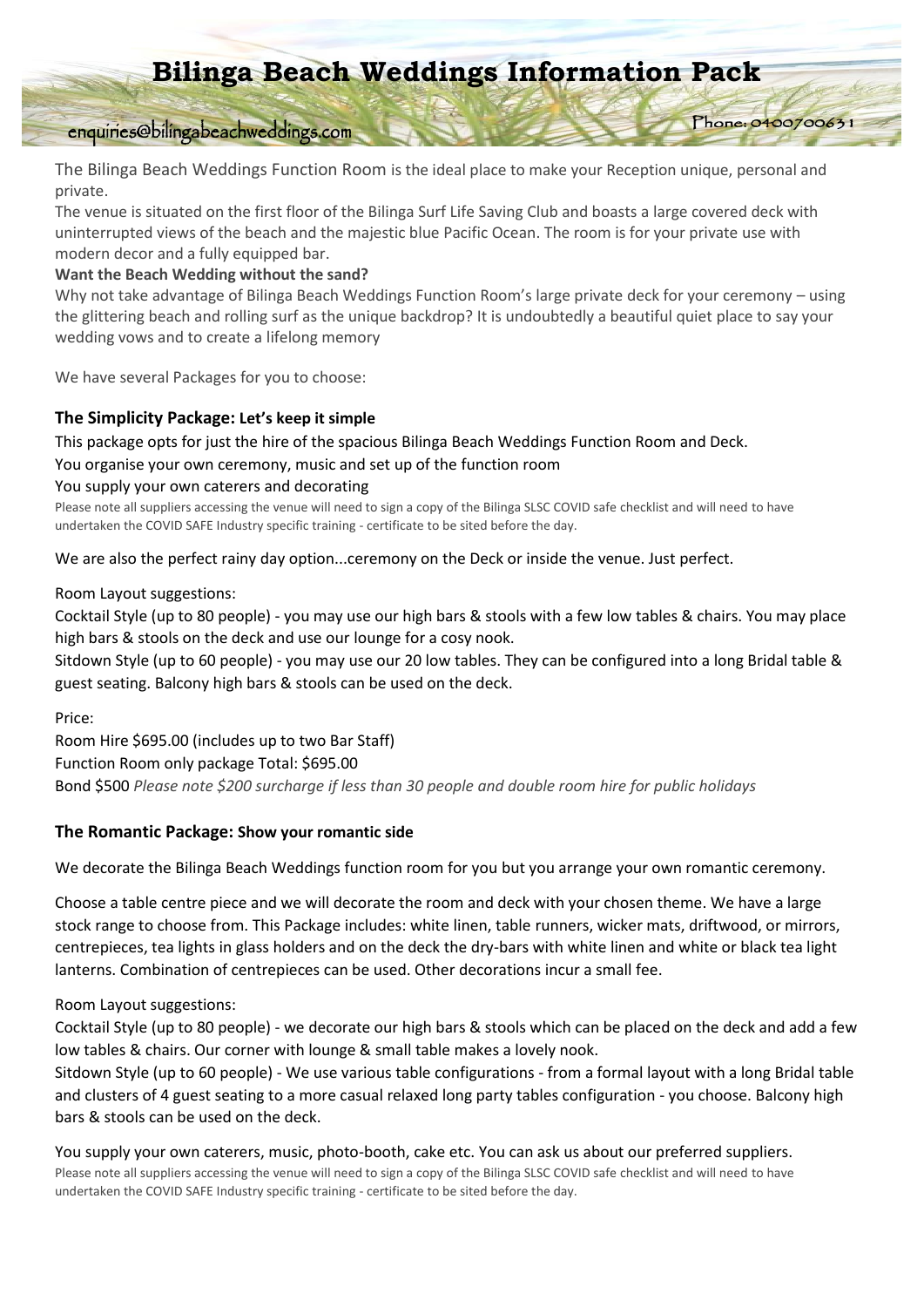# Bilinga Beach Weddings Information Pack

enquiries@bilingabeachweddings.com

Phone: 0400700631

The Bilinga Beach Weddings Function Room is the ideal place to make your Reception unique, personal and private.

The venue is situated on the first floor of the Bilinga Surf Life Saving Club and boasts a large covered deck with uninterrupted views of the beach and the majestic blue Pacific Ocean. The room is for your private use with modern decor and a fully equipped bar.

**Want the Beach Wedding without the sand?**

Why not take advantage of Bilinga Beach Weddings Function Room's large private deck for your ceremony – using the glittering beach and rolling surf as the unique backdrop? It is undoubtedly a beautiful quiet place to say your wedding vows and to create a lifelong memory

We have several Packages for you to choose:

### The Simplicity Package: Let's keep it simple

This package opts for just the hire of the spacious Bilinga Beach Weddings Function Room and Deck.

You organise your own ceremony, music and set up of the function room

You supply your own caterers and decorating

Please note all suppliers accessing the venue will need to sign a copy of the Bilinga SLSC COVID safe checklist and will need to have undertaken the COVID SAFE Industry specific training - certificate to be sited before the day.

We are also the perfect rainy day option...ceremony on the Deck or inside the venue. Just perfect.

Room Layout suggestions:

Cocktail Style (up to 80 people) - you may use our high bars & stools with a few low tables & chairs. You may place high bars & stools on the deck and use our lounge for a cosy nook.

Sitdown Style (up to 60 people) - you may use our 20 low tables. They can be configured into a long Bridal table & guest seating. Balcony high bars & stools can be used on the deck.

Price:

Room Hire $695.00 (includes up to two Bar Staff)

Function Room only package Total: $695.00

Bond $500 *Please note $200 surcharge if less than 30 people and double room hire for public holidays*

### The Romantic Package: Show your romantic side

We decorate the Bilinga Beach Weddings function room for you but you arrange your own romantic ceremony.

Choose a table centre piece and we will decorate the room and deck with your chosen theme. We have a large stock range to choose from. This Package includes: white linen, table runners, wicker mats, driftwood, or mirrors, centrepieces, tea lights in glass holders and on the deck the dry-bars with white linen and white or black tea light lanterns. Combination of centrepieces can be used. Other decorations incur a small fee.

Room Layout suggestions:

Cocktail Style (up to 80 people) - we decorate our high bars & stools which can be placed on the deck and add a few low tables & chairs. Our corner with lounge & small table makes a lovely nook.

Sitdown Style (up to 60 people) - We use various table configurations - from a formal layout with a long Bridal table and clusters of 4 guest seating to a more casual relaxed long party tables configuration - you choose. Balcony high bars & stools can be used on the deck.

You supply your own caterers, music, photo-booth, cake etc. You can ask us about our preferred suppliers.

Please note all suppliers accessing the venue will need to sign a copy of the Bilinga SLSC COVID safe checklist and will need to have undertaken the COVID SAFE Industry specific training - certificate to be sited before the day.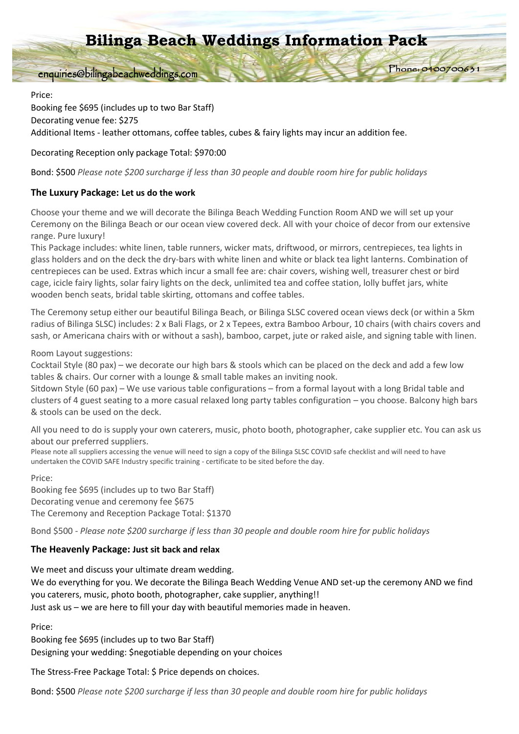# Bilinga Beach Weddings Information Pack

enquiries@bilingabeachweddings.com

Phone: 0400700631

Price:
Booking fee $695 (includes up to two Bar Staff)
Decorating venue fee: $275
Additional Items - leather ottomans, coffee tables, cubes & fairy lights may incur an addition fee.

Decorating Reception only package Total: $970:00

Bond: $500 *Please note $200 surcharge if less than 30 people and double room hire for public holidays*

### The Luxury Package: Let us do the work

Choose your theme and we will decorate the Bilinga Beach Wedding Function Room AND we will set up your Ceremony on the Bilinga Beach or our ocean view covered deck. All with your choice of decor from our extensive range. Pure luxury!
This Package includes: white linen, table runners, wicker mats, driftwood, or mirrors, centrepieces, tea lights in glass holders and on the deck the dry-bars with white linen and white or black tea light lanterns. Combination of centrepieces can be used. Extras which incur a small fee are: chair covers, wishing well, treasurer chest or bird cage, icicle fairy lights, solar fairy lights on the deck, unlimited tea and coffee station, lolly buffet jars, white wooden bench seats, bridal table skirting, ottomans and coffee tables.

The Ceremony setup either our beautiful Bilinga Beach, or Bilinga SLSC covered ocean views deck (or within a 5km radius of Bilinga SLSC) includes: 2 x Bali Flags, or 2 x Tepees, extra Bamboo Arbour, 10 chairs (with chairs covers and sash, or Americana chairs with or without a sash), bamboo, carpet, jute or raked aisle, and signing table with linen.

Room Layout suggestions:
Cocktail Style (80 pax) – we decorate our high bars & stools which can be placed on the deck and add a few low tables & chairs. Our corner with a lounge & small table makes an inviting nook.
Sitdown Style (60 pax) – We use various table configurations – from a formal layout with a long Bridal table and clusters of 4 guest seating to a more casual relaxed long party tables configuration – you choose. Balcony high bars & stools can be used on the deck.

All you need to do is supply your own caterers, music, photo booth, photographer, cake supplier etc. You can ask us about our preferred suppliers.
Please note all suppliers accessing the venue will need to sign a copy of the Bilinga SLSC COVID safe checklist and will need to have undertaken the COVID SAFE Industry specific training - certificate to be sited before the day.

Price:
Booking fee $695 (includes up to two Bar Staff)
Decorating venue and ceremony fee $675
The Ceremony and Reception Package Total: $1370

Bond $500 - *Please note $200 surcharge if less than 30 people and double room hire for public holidays*

### The Heavenly Package: Just sit back and relax

We meet and discuss your ultimate dream wedding.
We do everything for you. We decorate the Bilinga Beach Wedding Venue AND set-up the ceremony AND we find you caterers, music, photo booth, photographer, cake supplier, anything!!
Just ask us – we are here to fill your day with beautiful memories made in heaven.

Price:
Booking fee $695 (includes up to two Bar Staff)
Designing your wedding: $negotiable depending on your choices

The Stress-Free Package Total: $ Price depends on choices.

Bond: $500 *Please note $200 surcharge if less than 30 people and double room hire for public holidays*